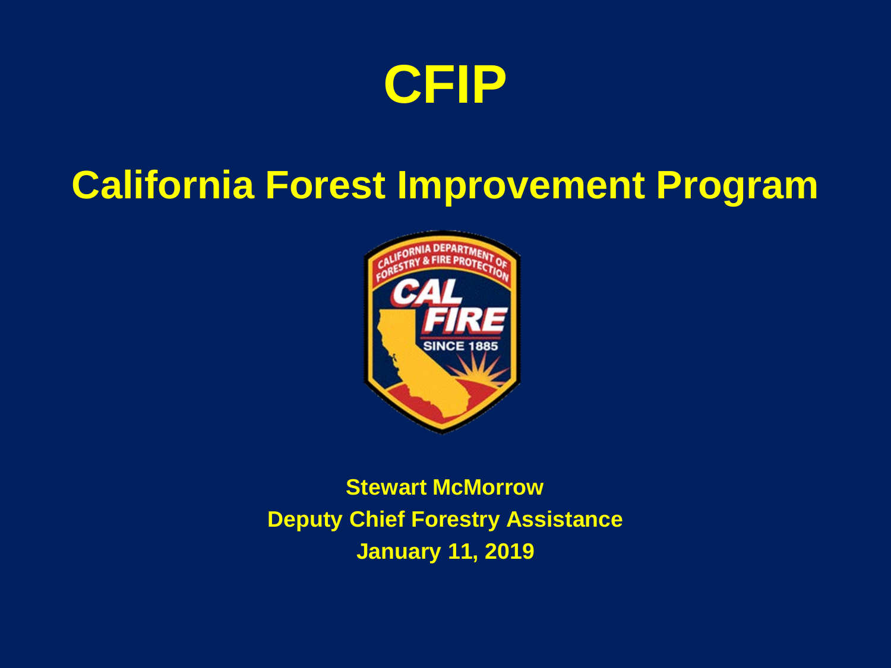# CFIP

## California Forest Improvement Program

**Stewart McMorrow**
**Deputy Chief Forestry Assistance**
**January 11, 2019**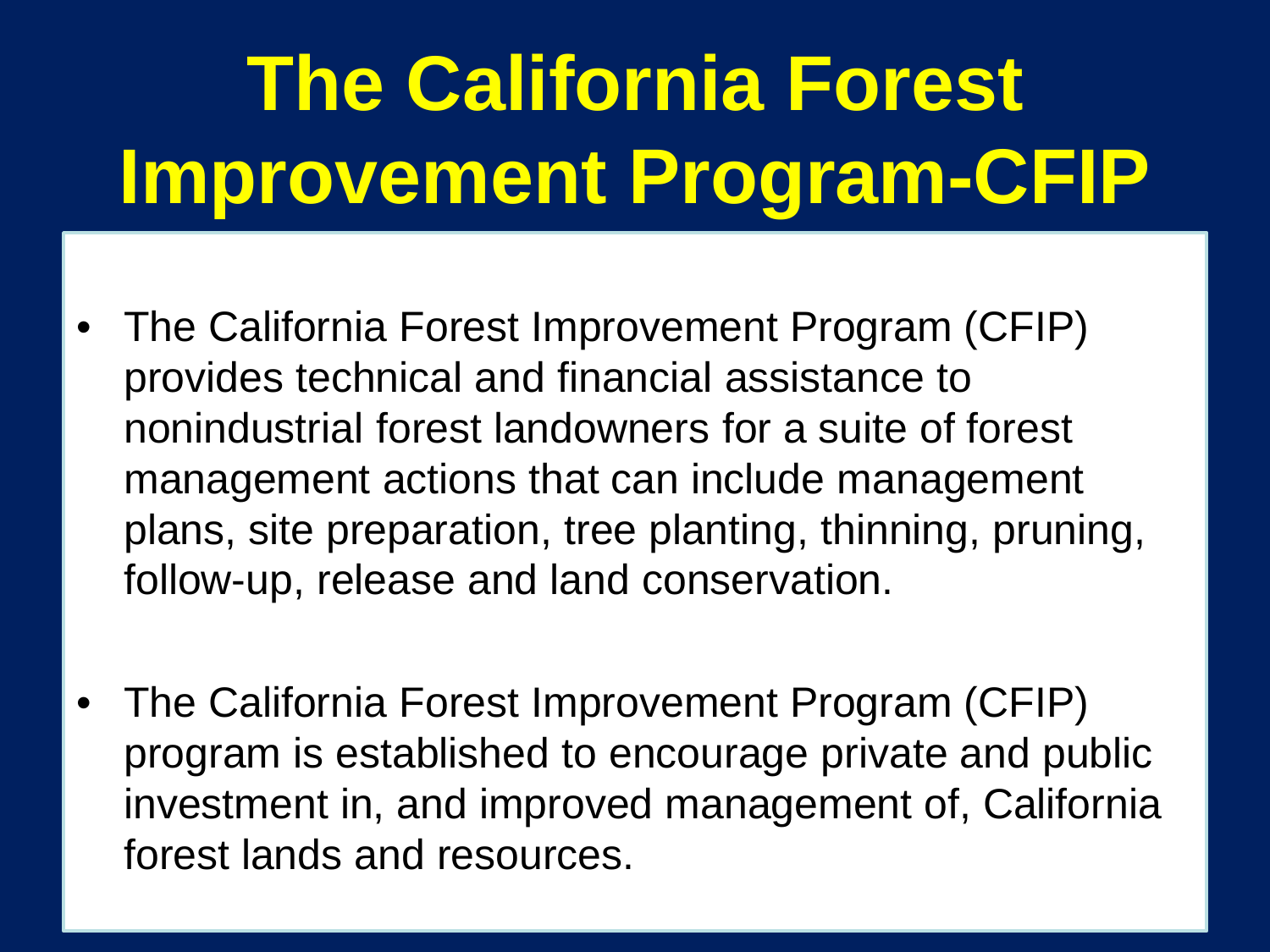# The California Forest Improvement Program-CFIP

- The California Forest Improvement Program (CFIP) provides technical and financial assistance to nonindustrial forest landowners for a suite of forest management actions that can include management plans, site preparation, tree planting, thinning, pruning, follow-up, release and land conservation.

- The California Forest Improvement Program (CFIP) program is established to encourage private and public investment in, and improved management of, California forest lands and resources.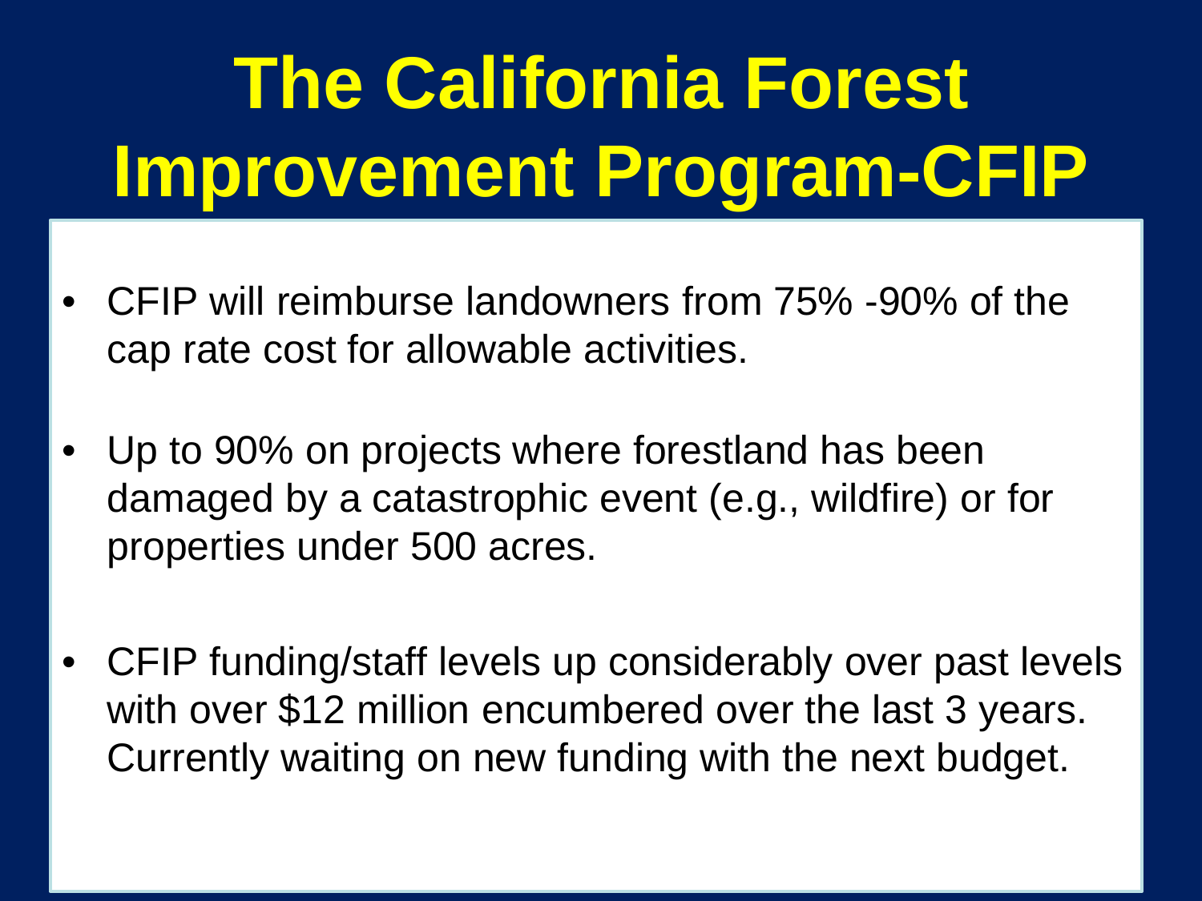# The California Forest Improvement Program-CFIP

- CFIP will reimburse landowners from 75% -90% of the cap rate cost for allowable activities.
- Up to 90% on projects where forestland has been damaged by a catastrophic event (e.g., wildfire) or for properties under 500 acres.
- CFIP funding/staff levels up considerably over past levels with over $12 million encumbered over the last 3 years. Currently waiting on new funding with the next budget.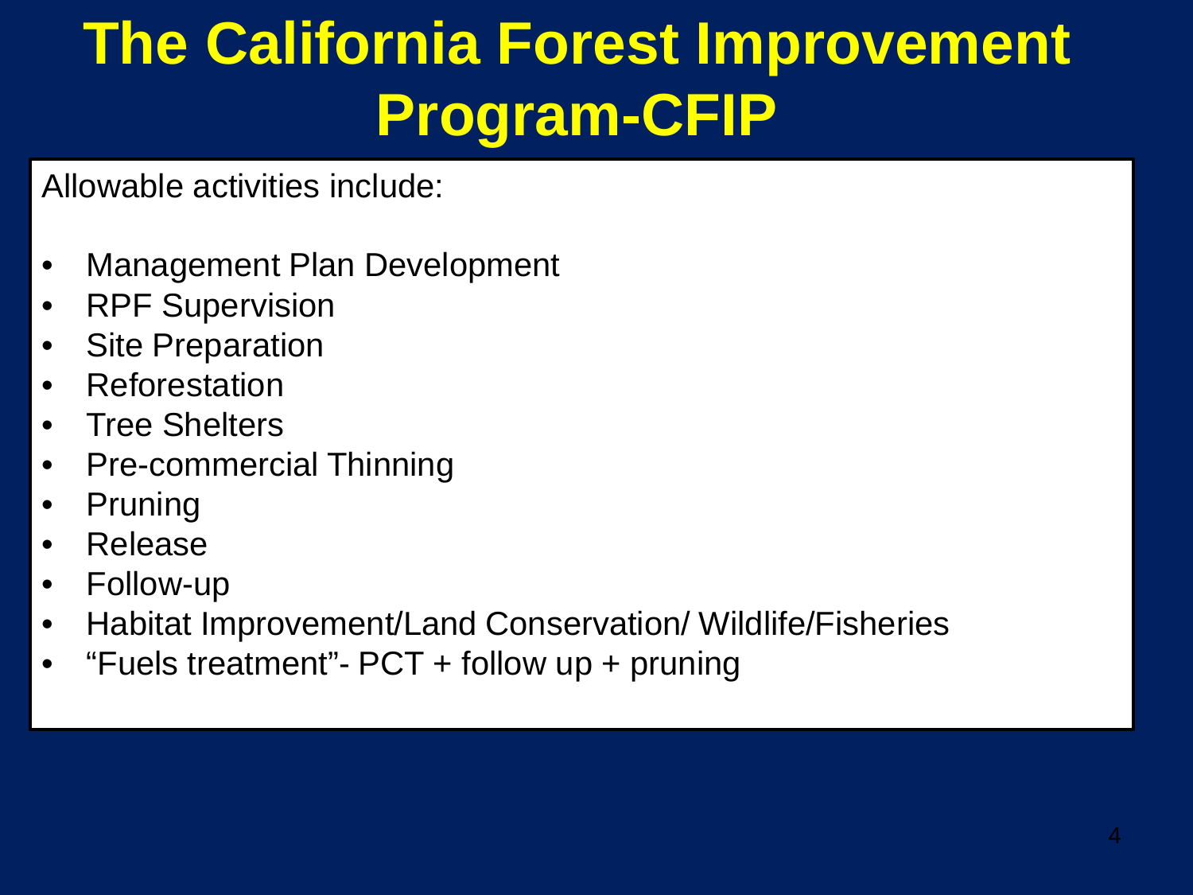# The California Forest Improvement Program-CFIP

Allowable activities include:

- Management Plan Development
- RPF Supervision
- Site Preparation
- Reforestation
- Tree Shelters
- Pre-commercial Thinning
- Pruning
- Release
- Follow-up
- Habitat Improvement/Land Conservation/ Wildlife/Fisheries
- “Fuels treatment”- PCT + follow up + pruning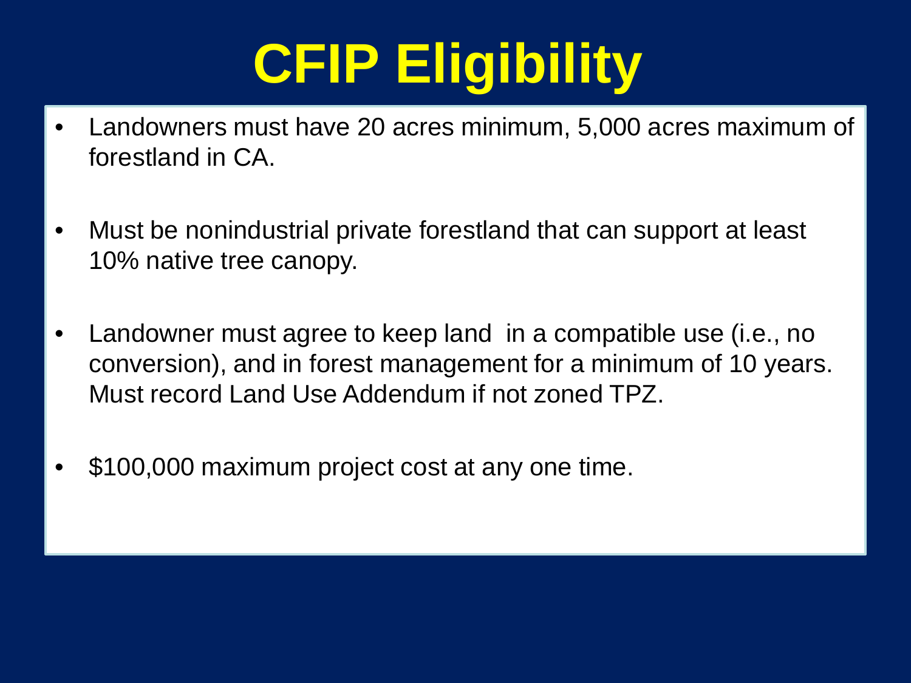# CFIP Eligibility

- Landowners must have 20 acres minimum, 5,000 acres maximum of forestland in CA.
- Must be nonindustrial private forestland that can support at least 10% native tree canopy.
- Landowner must agree to keep land in a compatible use (i.e., no conversion), and in forest management for a minimum of 10 years. Must record Land Use Addendum if not zoned TPZ.
- $100,000 maximum project cost at any one time.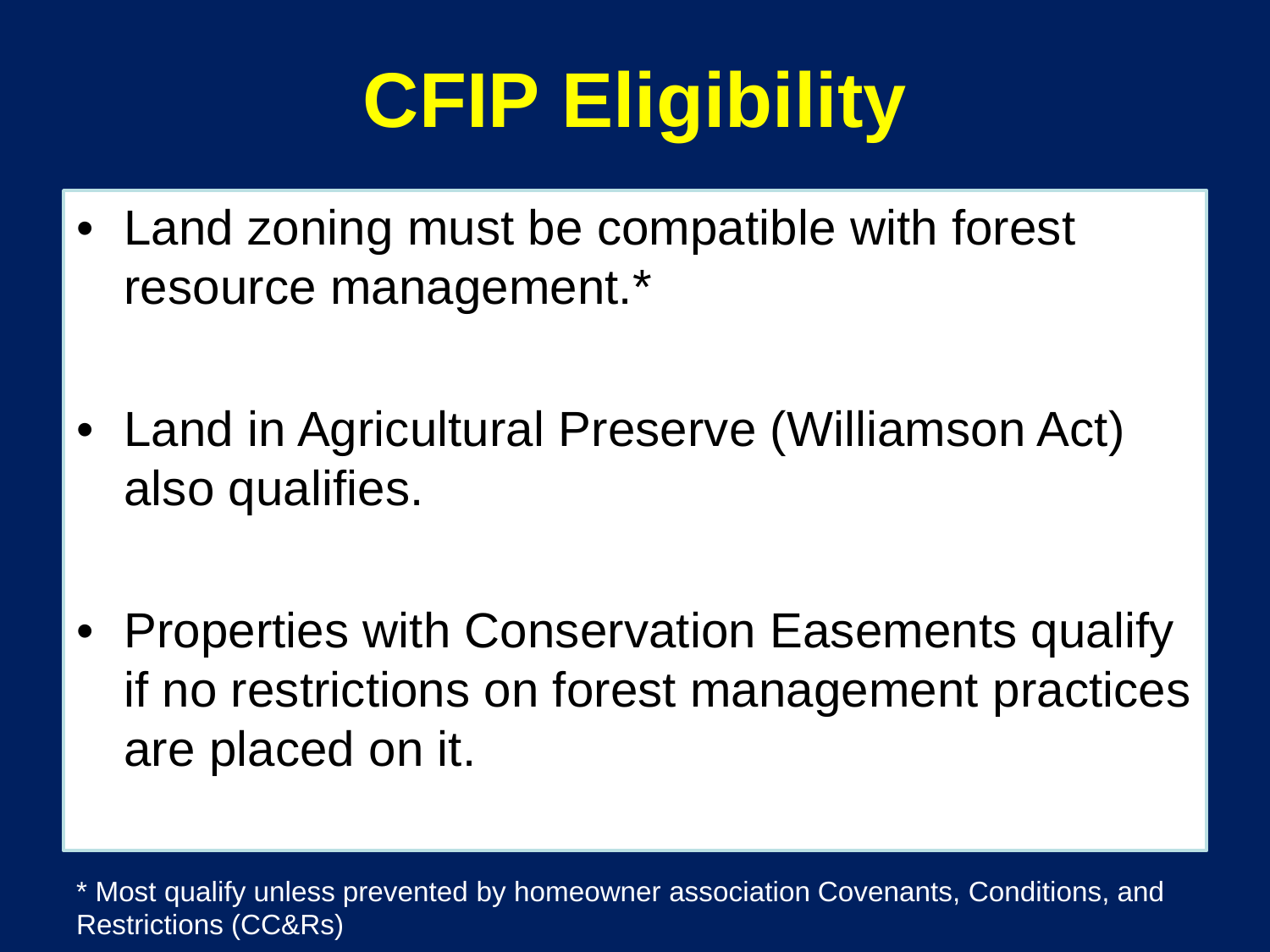# CFIP Eligibility

- Land zoning must be compatible with forest resource management.*
- Land in Agricultural Preserve (Williamson Act) also qualifies.
- Properties with Conservation Easements qualify if no restrictions on forest management practices are placed on it.

* Most qualify unless prevented by homeowner association Covenants, Conditions, and Restrictions (CC&Rs)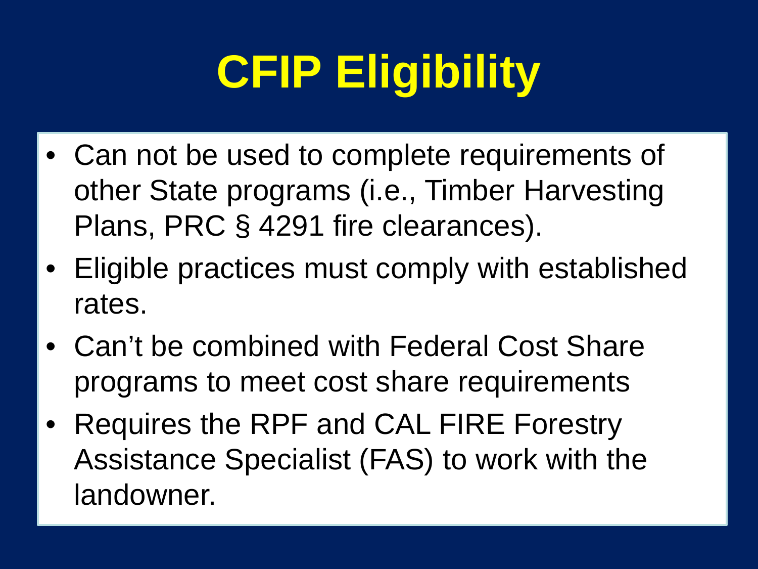# CFIP Eligibility

- Can not be used to complete requirements of other State programs (i.e., Timber Harvesting Plans, PRC § 4291 fire clearances).
- Eligible practices must comply with established rates.
- Can't be combined with Federal Cost Share programs to meet cost share requirements
- Requires the RPF and CAL FIRE Forestry Assistance Specialist (FAS) to work with the landowner.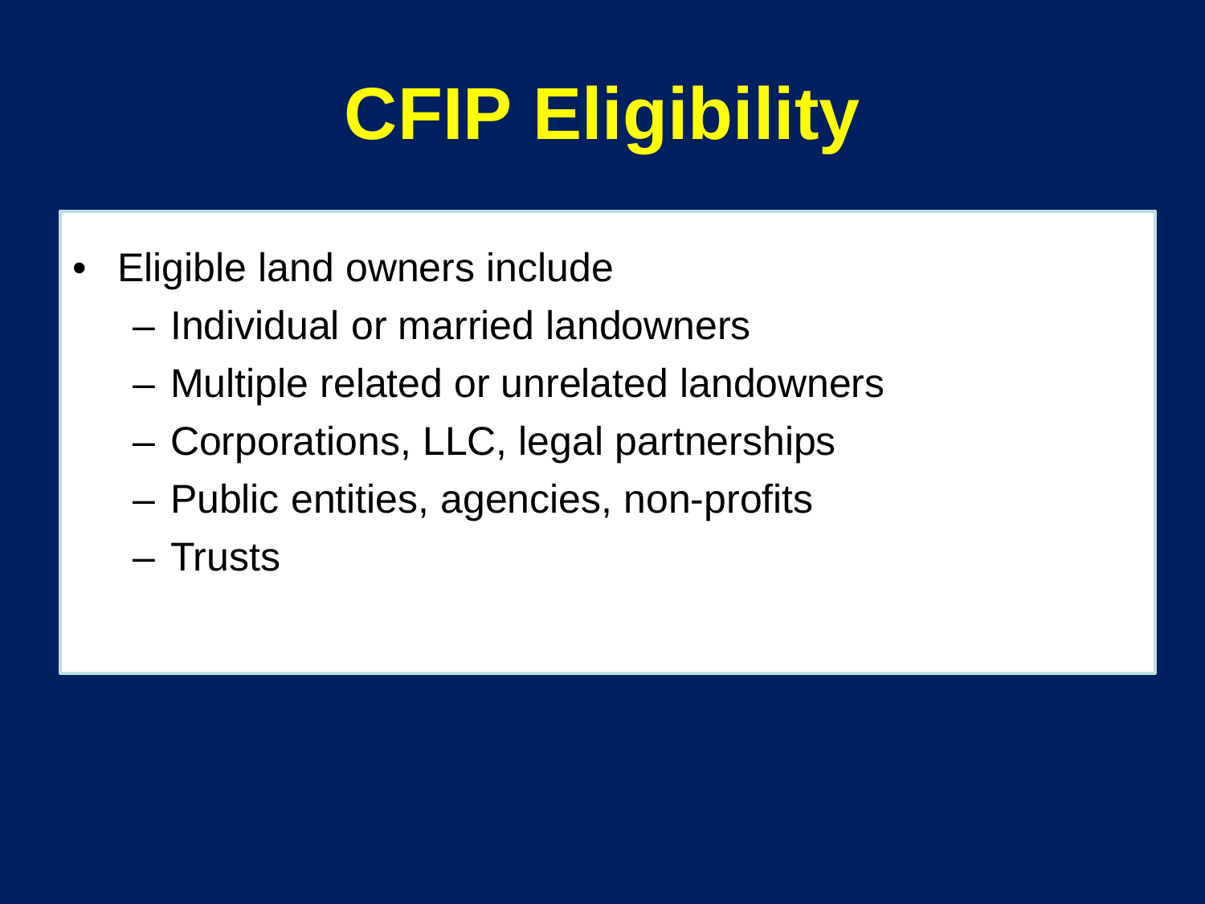# CFIP Eligibility

- Eligible land owners include
  - Individual or married landowners
  - Multiple related or unrelated landowners
  - Corporations, LLC, legal partnerships
  - Public entities, agencies, non-profits
  - Trusts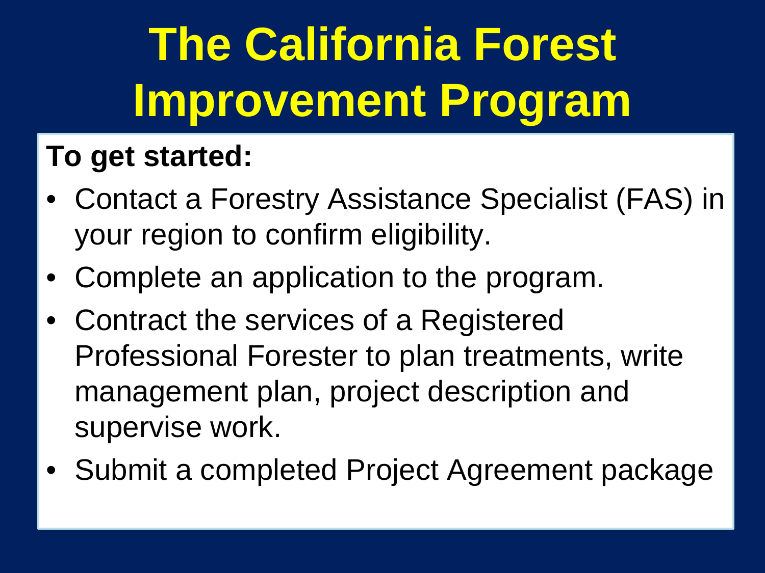# The California Forest Improvement Program

**To get started:**

- Contact a Forestry Assistance Specialist (FAS) in your region to confirm eligibility.
- Complete an application to the program.
- Contract the services of a Registered Professional Forester to plan treatments, write management plan, project description and supervise work.
- Submit a completed Project Agreement package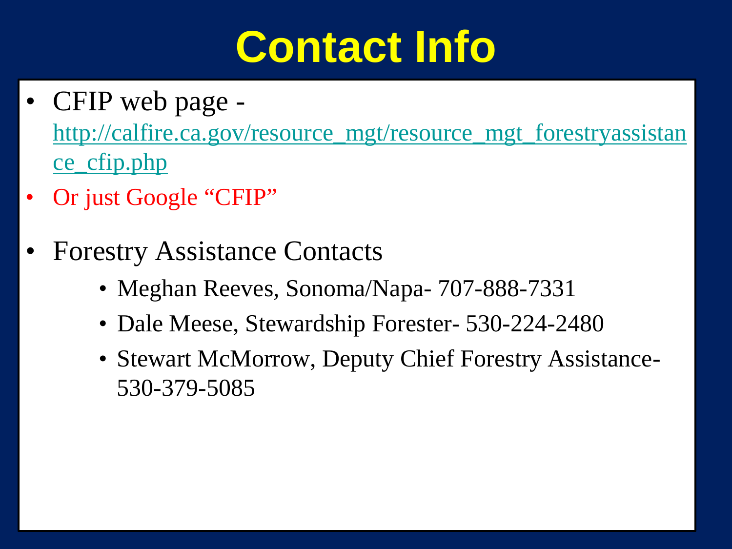# Contact Info

- CFIP web page - http://calfire.ca.gov/resource_mgt/resource_mgt_forestryassistance_cfip.php
- Or just Google "CFIP"

- Forestry Assistance Contacts
  - Meghan Reeves, Sonoma/Napa- 707-888-7331
  - Dale Meese, Stewardship Forester- 530-224-2480
  - Stewart McMorrow, Deputy Chief Forestry Assistance- 530-379-5085